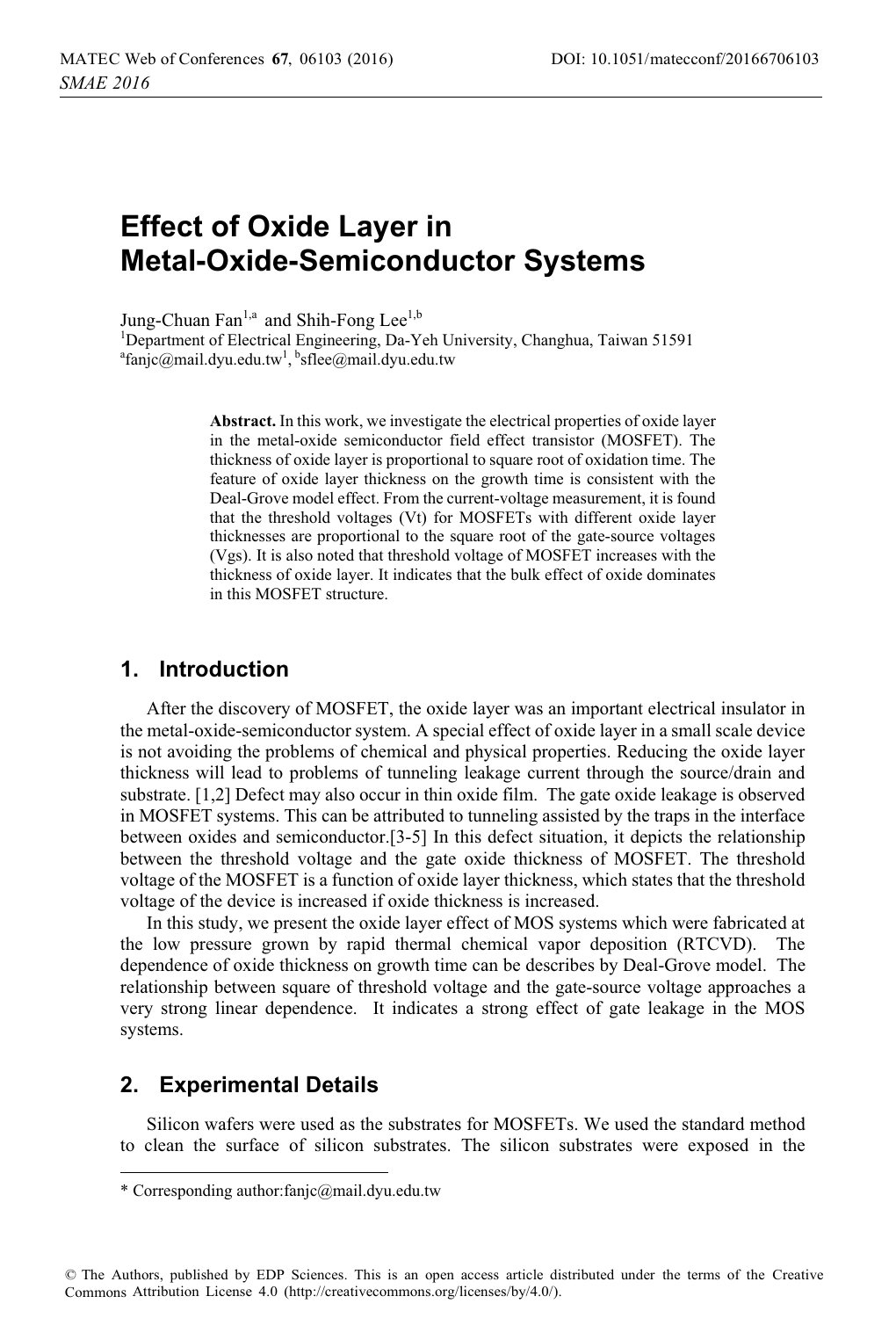# Effect of Oxide Layer in Metal-Oxide-Semiconductor Systems

Jung-Chuan Fan[1,a] and Shih-Fong Lee[1,b]

[1]Department of Electrical Engineering, Da-Yeh University, Changhua, Taiwan 51591

[a]fanjc@mail.dyu.edu.tw[1], [b]sflee@mail.dyu.edu.tw

**Abstract.** In this work, we investigate the electrical properties of oxide layer in the metal-oxide semiconductor field effect transistor (MOSFET). The thickness of oxide layer is proportional to square root of oxidation time. The feature of oxide layer thickness on the growth time is consistent with the Deal-Grove model effect. From the current-voltage measurement, it is found that the threshold voltages (Vt) for MOSFETs with different oxide layer thicknesses are proportional to the square root of the gate-source voltages (Vgs). It is also noted that threshold voltage of MOSFET increases with the thickness of oxide layer. It indicates that the bulk effect of oxide dominates in this MOSFET structure.

## 1. Introduction

After the discovery of MOSFET, the oxide layer was an important electrical insulator in the metal-oxide-semiconductor system. A special effect of oxide layer in a small scale device is not avoiding the problems of chemical and physical properties. Reducing the oxide layer thickness will lead to problems of tunneling leakage current through the source/drain and substrate. [1,2] Defect may also occur in thin oxide film. The gate oxide leakage is observed in MOSFET systems. This can be attributed to tunneling assisted by the traps in the interface between oxides and semiconductor.[3-5] In this defect situation, it depicts the relationship between the threshold voltage and the gate oxide thickness of MOSFET. The threshold voltage of the MOSFET is a function of oxide layer thickness, which states that the threshold voltage of the device is increased if oxide thickness is increased.

In this study, we present the oxide layer effect of MOS systems which were fabricated at the low pressure grown by rapid thermal chemical vapor deposition (RTCVD). The dependence of oxide thickness on growth time can be describes by Deal-Grove model. The relationship between square of threshold voltage and the gate-source voltage approaches a very strong linear dependence. It indicates a strong effect of gate leakage in the MOS systems.

## 2. Experimental Details

Silicon wafers were used as the substrates for MOSFETs. We used the standard method to clean the surface of silicon substrates. The silicon substrates were exposed in the

\* Corresponding author:fanjc@mail.dyu.edu.tw

© The Authors, published by EDP Sciences. This is an open access article distributed under the terms of the Creative Commons Attribution License 4.0 (http://creativecommons.org/licenses/by/4.0/).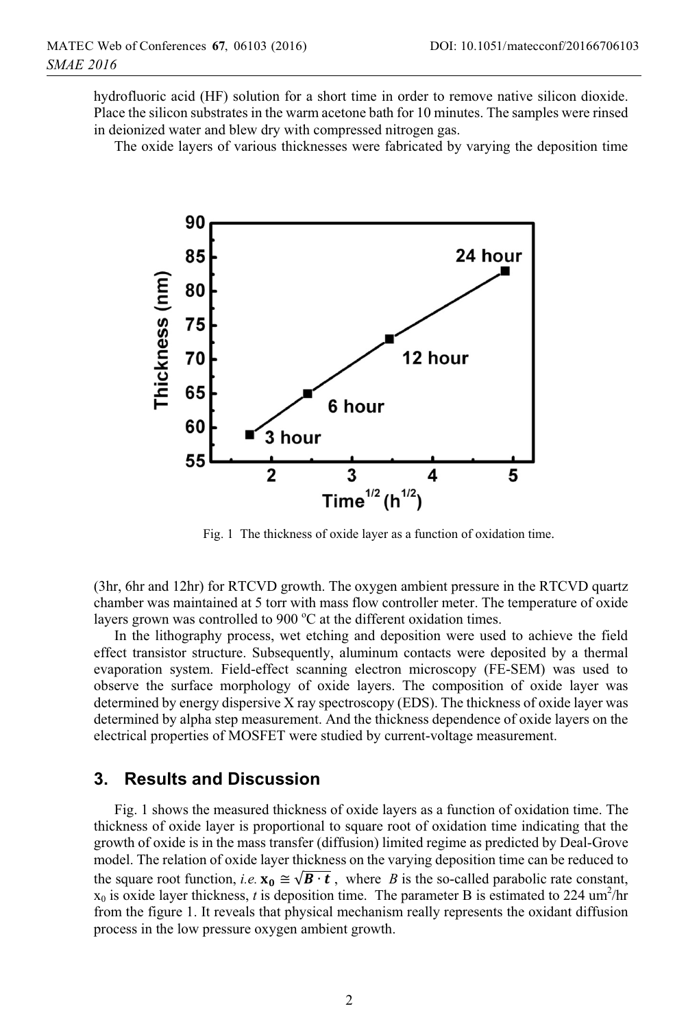hydrofluoric acid (HF) solution for a short time in order to remove native silicon dioxide. Place the silicon substrates in the warm acetone bath for 10 minutes. The samples were rinsed in deionized water and blew dry with compressed nitrogen gas.

The oxide layers of various thicknesses were fabricated by varying the deposition time

Fig. 1 The thickness of oxide layer as a function of oxidation time.

(3hr, 6hr and 12hr) for RTCVD growth. The oxygen ambient pressure in the RTCVD quartz chamber was maintained at 5 torr with mass flow controller meter. The temperature of oxide layers grown was controlled to 900 $^{o}$C at the different oxidation times.

In the lithography process, wet etching and deposition were used to achieve the field effect transistor structure. Subsequently, aluminum contacts were deposited by a thermal evaporation system. Field-effect scanning electron microscopy (FE-SEM) was used to observe the surface morphology of oxide layers. The composition of oxide layer was determined by energy dispersive X ray spectroscopy (EDS). The thickness of oxide layer was determined by alpha step measurement. And the thickness dependence of oxide layers on the electrical properties of MOSFET were studied by current-voltage measurement.

## 3. Results and Discussion

Fig. 1 shows the measured thickness of oxide layers as a function of oxidation time. The thickness of oxide layer is proportional to square root of oxidation time indicating that the growth of oxide is in the mass transfer (diffusion) limited regime as predicted by Deal-Grove model. The relation of oxide layer thickness on the varying deposition time can be reduced to the square root function, *i.e.* $\mathbf{x_0} \cong \sqrt{\boldsymbol{B} \cdot \boldsymbol{t}}$, where $B$ is the so-called parabolic rate constant, $x_0$ is oxide layer thickness, $t$ is deposition time. The parameter B is estimated to 224 um$^2$/hr from the figure 1. It reveals that physical mechanism really represents the oxidant diffusion process in the low pressure oxygen ambient growth.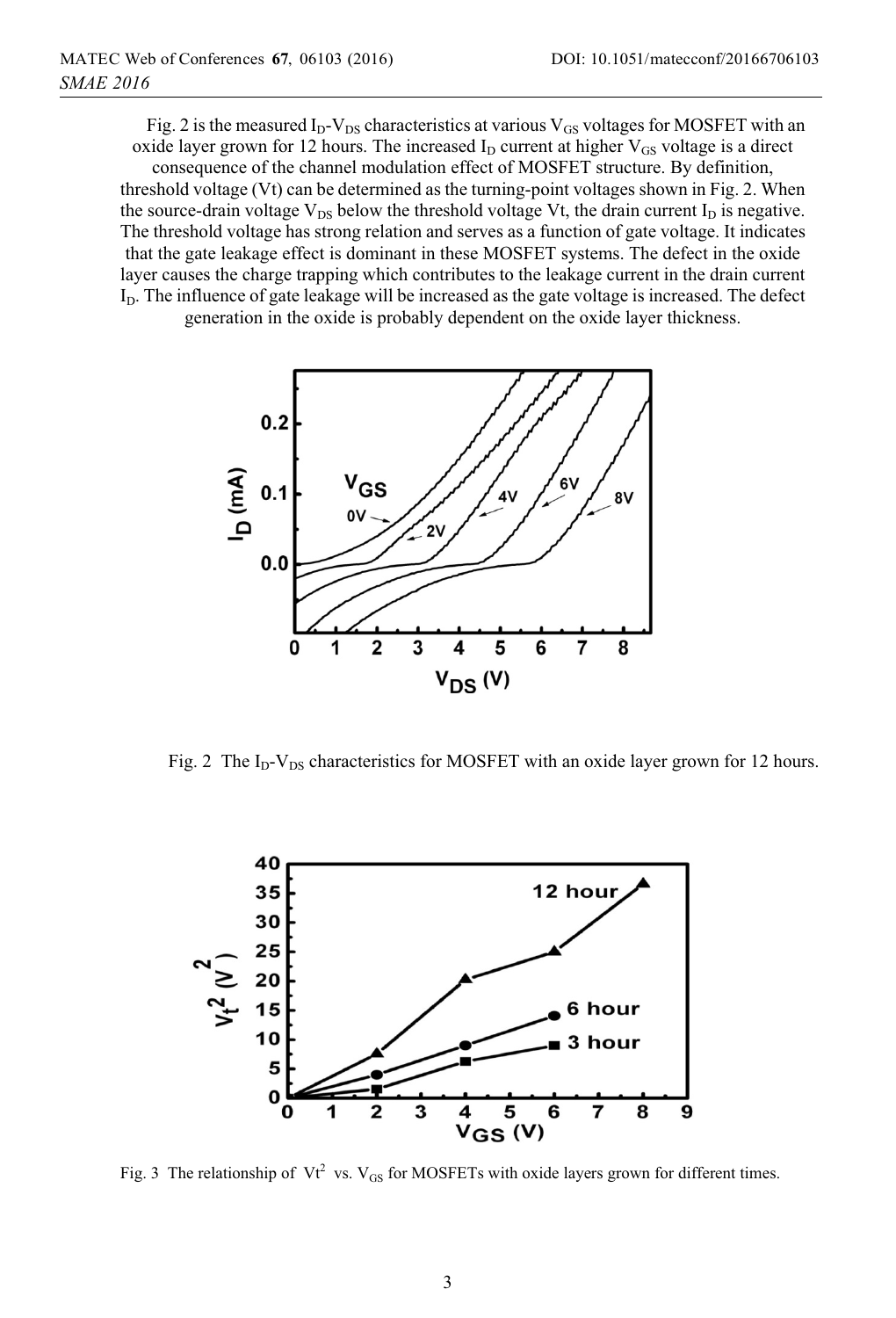Fig. 2 is the measured $I_D$-$V_{DS}$ characteristics at various $V_{GS}$ voltages for MOSFET with an oxide layer grown for 12 hours. The increased $I_D$ current at higher $V_{GS}$ voltage is a direct consequence of the channel modulation effect of MOSFET structure. By definition, threshold voltage (Vt) can be determined as the turning-point voltages shown in Fig. 2. When the source-drain voltage $V_{DS}$ below the threshold voltage Vt, the drain current $I_D$ is negative. The threshold voltage has strong relation and serves as a function of gate voltage. It indicates that the gate leakage effect is dominant in these MOSFET systems. The defect in the oxide layer causes the charge trapping which contributes to the leakage current in the drain current $I_D$. The influence of gate leakage will be increased as the gate voltage is increased. The defect generation in the oxide is probably dependent on the oxide layer thickness.

Fig. 2 The $I_D$-$V_{DS}$ characteristics for MOSFET with an oxide layer grown for 12 hours.

Fig. 3 The relationship of $Vt^2$ vs. $V_{GS}$ for MOSFETs with oxide layers grown for different times.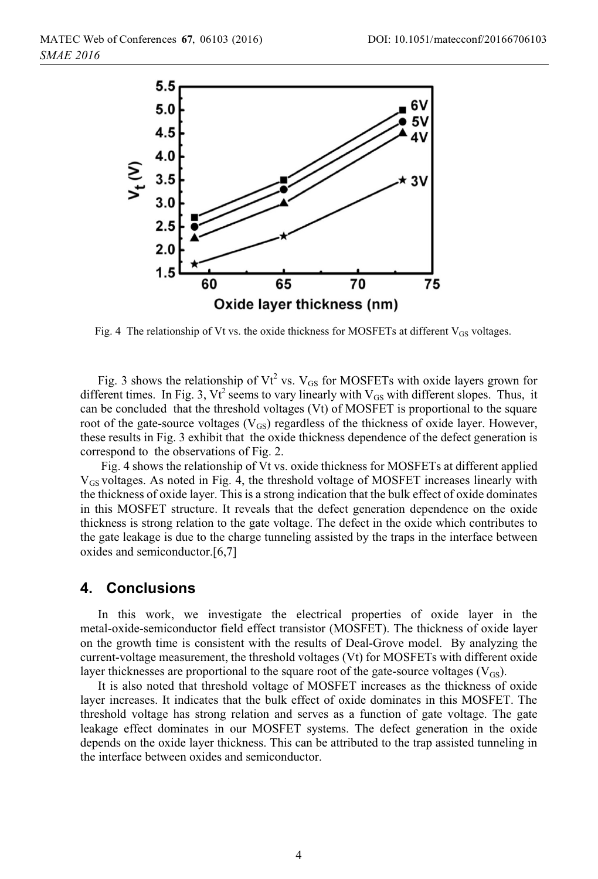Fig. 4 The relationship of Vt vs. the oxide thickness for MOSFETs at different $V_{GS}$ voltages.

Fig. 3 shows the relationship of $Vt^2$ vs. $V_{GS}$ for MOSFETs with oxide layers grown for different times. In Fig. 3, $Vt^2$ seems to vary linearly with $V_{GS}$ with different slopes. Thus, it can be concluded that the threshold voltages (Vt) of MOSFET is proportional to the square root of the gate-source voltages ($V_{GS}$) regardless of the thickness of oxide layer. However, these results in Fig. 3 exhibit that the oxide thickness dependence of the defect generation is correspond to the observations of Fig. 2.

Fig. 4 shows the relationship of Vt vs. oxide thickness for MOSFETs at different applied $V_{GS}$ voltages. As noted in Fig. 4, the threshold voltage of MOSFET increases linearly with the thickness of oxide layer. This is a strong indication that the bulk effect of oxide dominates in this MOSFET structure. It reveals that the defect generation dependence on the oxide thickness is strong relation to the gate voltage. The defect in the oxide which contributes to the gate leakage is due to the charge tunneling assisted by the traps in the interface between oxides and semiconductor.[6,7]

## 4. Conclusions

In this work, we investigate the electrical properties of oxide layer in the metal-oxide-semiconductor field effect transistor (MOSFET). The thickness of oxide layer on the growth time is consistent with the results of Deal-Grove model. By analyzing the current-voltage measurement, the threshold voltages (Vt) for MOSFETs with different oxide layer thicknesses are proportional to the square root of the gate-source voltages ($V_{GS}$).

It is also noted that threshold voltage of MOSFET increases as the thickness of oxide layer increases. It indicates that the bulk effect of oxide dominates in this MOSFET. The threshold voltage has strong relation and serves as a function of gate voltage. The gate leakage effect dominates in our MOSFET systems. The defect generation in the oxide depends on the oxide layer thickness. This can be attributed to the trap assisted tunneling in the interface between oxides and semiconductor.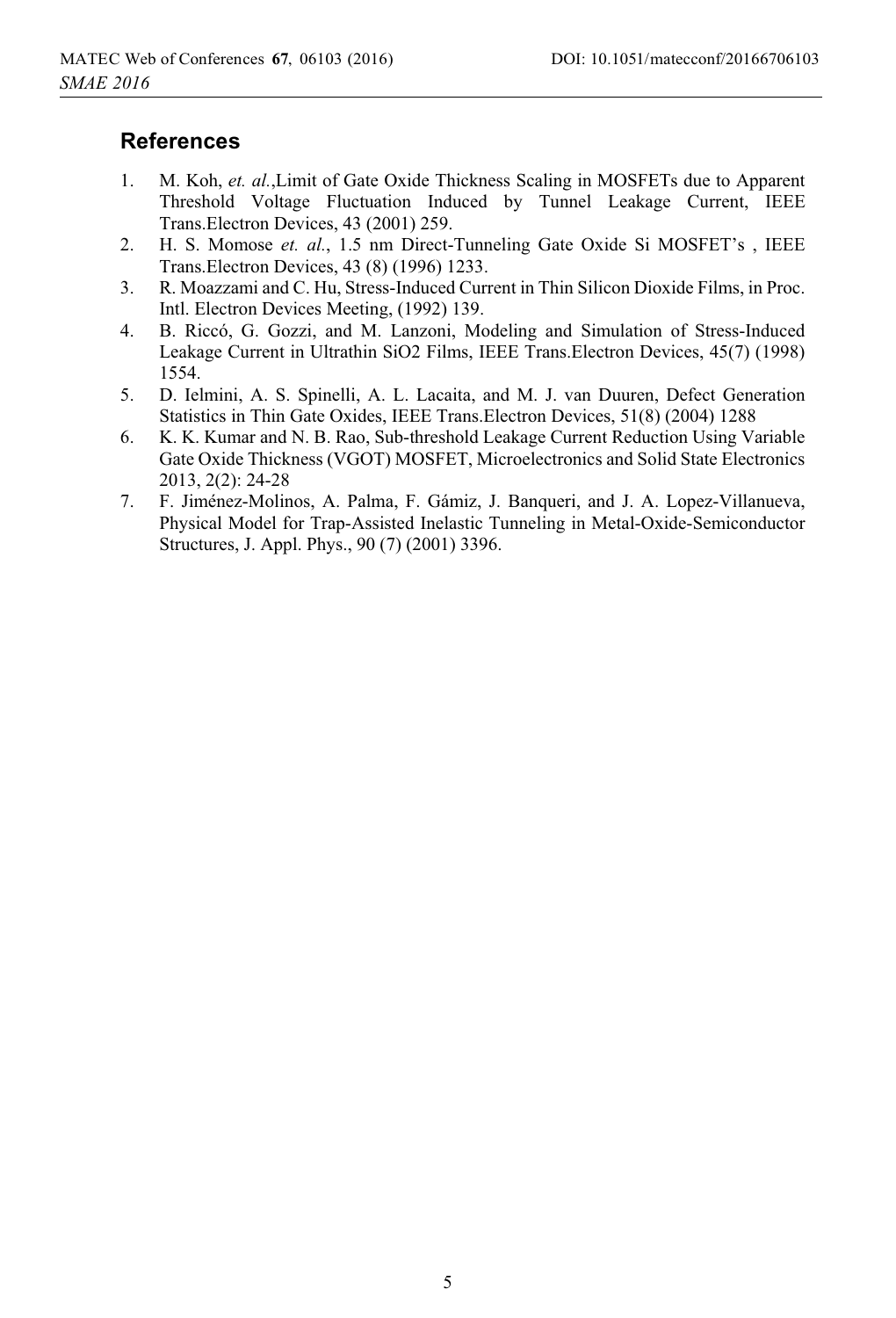## References

1. M. Koh, *et. al.*,Limit of Gate Oxide Thickness Scaling in MOSFETs due to Apparent Threshold Voltage Fluctuation Induced by Tunnel Leakage Current, IEEE Trans.Electron Devices, 43 (2001) 259.
2. H. S. Momose *et. al.*, 1.5 nm Direct-Tunneling Gate Oxide Si MOSFET's , IEEE Trans.Electron Devices, 43 (8) (1996) 1233.
3. R. Moazzami and C. Hu, Stress-Induced Current in Thin Silicon Dioxide Films, in Proc. Intl. Electron Devices Meeting, (1992) 139.
4. B. Riccó, G. Gozzi, and M. Lanzoni, Modeling and Simulation of Stress-Induced Leakage Current in Ultrathin SiO2 Films, IEEE Trans.Electron Devices, 45(7) (1998) 1554.
5. D. Ielmini, A. S. Spinelli, A. L. Lacaita, and M. J. van Duuren, Defect Generation Statistics in Thin Gate Oxides, IEEE Trans.Electron Devices, 51(8) (2004) 1288
6. K. K. Kumar and N. B. Rao, Sub-threshold Leakage Current Reduction Using Variable Gate Oxide Thickness (VGOT) MOSFET, Microelectronics and Solid State Electronics 2013, 2(2): 24-28
7. F. Jiménez-Molinos, A. Palma, F. Gámiz, J. Banqueri, and J. A. Lopez-Villanueva, Physical Model for Trap-Assisted Inelastic Tunneling in Metal-Oxide-Semiconductor Structures, J. Appl. Phys., 90 (7) (2001) 3396.